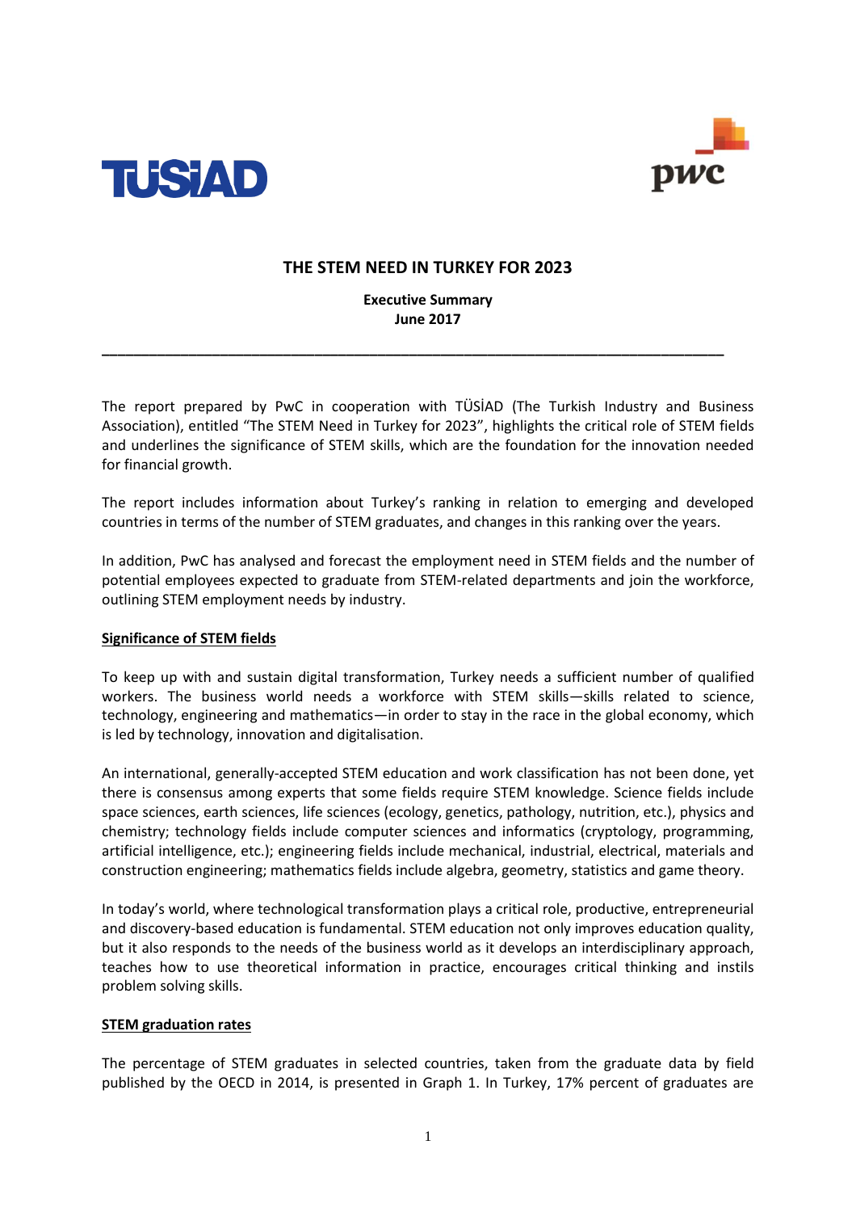# THE STEM NEED IN TURKEY FOR 2023

**Executive Summary**
**June 2017**

---

The report prepared by PwC in cooperation with TÜSİAD (The Turkish Industry and Business Association), entitled "The STEM Need in Turkey for 2023", highlights the critical role of STEM fields and underlines the significance of STEM skills, which are the foundation for the innovation needed for financial growth.

The report includes information about Turkey's ranking in relation to emerging and developed countries in terms of the number of STEM graduates, and changes in this ranking over the years.

In addition, PwC has analysed and forecast the employment need in STEM fields and the number of potential employees expected to graduate from STEM-related departments and join the workforce, outlining STEM employment needs by industry.

## Significance of STEM fields

To keep up with and sustain digital transformation, Turkey needs a sufficient number of qualified workers. The business world needs a workforce with STEM skills—skills related to science, technology, engineering and mathematics—in order to stay in the race in the global economy, which is led by technology, innovation and digitalisation.

An international, generally-accepted STEM education and work classification has not been done, yet there is consensus among experts that some fields require STEM knowledge. Science fields include space sciences, earth sciences, life sciences (ecology, genetics, pathology, nutrition, etc.), physics and chemistry; technology fields include computer sciences and informatics (cryptology, programming, artificial intelligence, etc.); engineering fields include mechanical, industrial, electrical, materials and construction engineering; mathematics fields include algebra, geometry, statistics and game theory.

In today's world, where technological transformation plays a critical role, productive, entrepreneurial and discovery-based education is fundamental. STEM education not only improves education quality, but it also responds to the needs of the business world as it develops an interdisciplinary approach, teaches how to use theoretical information in practice, encourages critical thinking and instils problem solving skills.

## STEM graduation rates

The percentage of STEM graduates in selected countries, taken from the graduate data by field published by the OECD in 2014, is presented in Graph 1. In Turkey, 17% percent of graduates are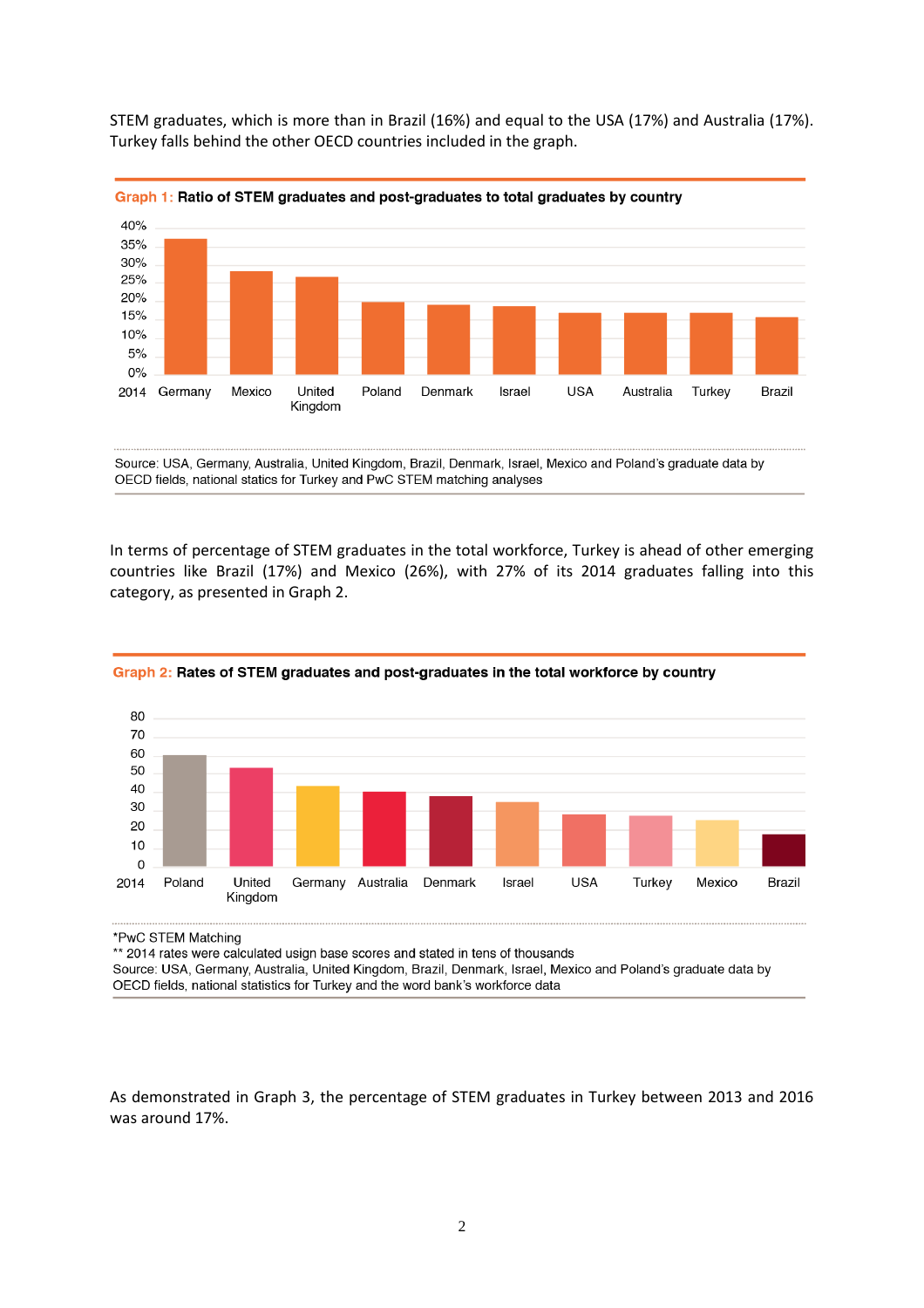STEM graduates, which is more than in Brazil (16%) and equal to the USA (17%) and Australia (17%). Turkey falls behind the other OECD countries included in the graph.

**Graph 1: Ratio of STEM graduates and post-graduates to total graduates by country**

Source: USA, Germany, Australia, United Kingdom, Brazil, Denmark, Israel, Mexico and Poland's graduate data by OECD fields, national statics for Turkey and PwC STEM matching analyses

In terms of percentage of STEM graduates in the total workforce, Turkey is ahead of other emerging countries like Brazil (17%) and Mexico (26%), with 27% of its 2014 graduates falling into this category, as presented in Graph 2.

**Graph 2: Rates of STEM graduates and post-graduates in the total workforce by country**

*PwC STEM Matching
** 2014 rates were calculated usign base scores and stated in tens of thousands
Source: USA, Germany, Australia, United Kingdom, Brazil, Denmark, Israel, Mexico and Poland's graduate data by OECD fields, national statistics for Turkey and the word bank's workforce data

As demonstrated in Graph 3, the percentage of STEM graduates in Turkey between 2013 and 2016 was around 17%.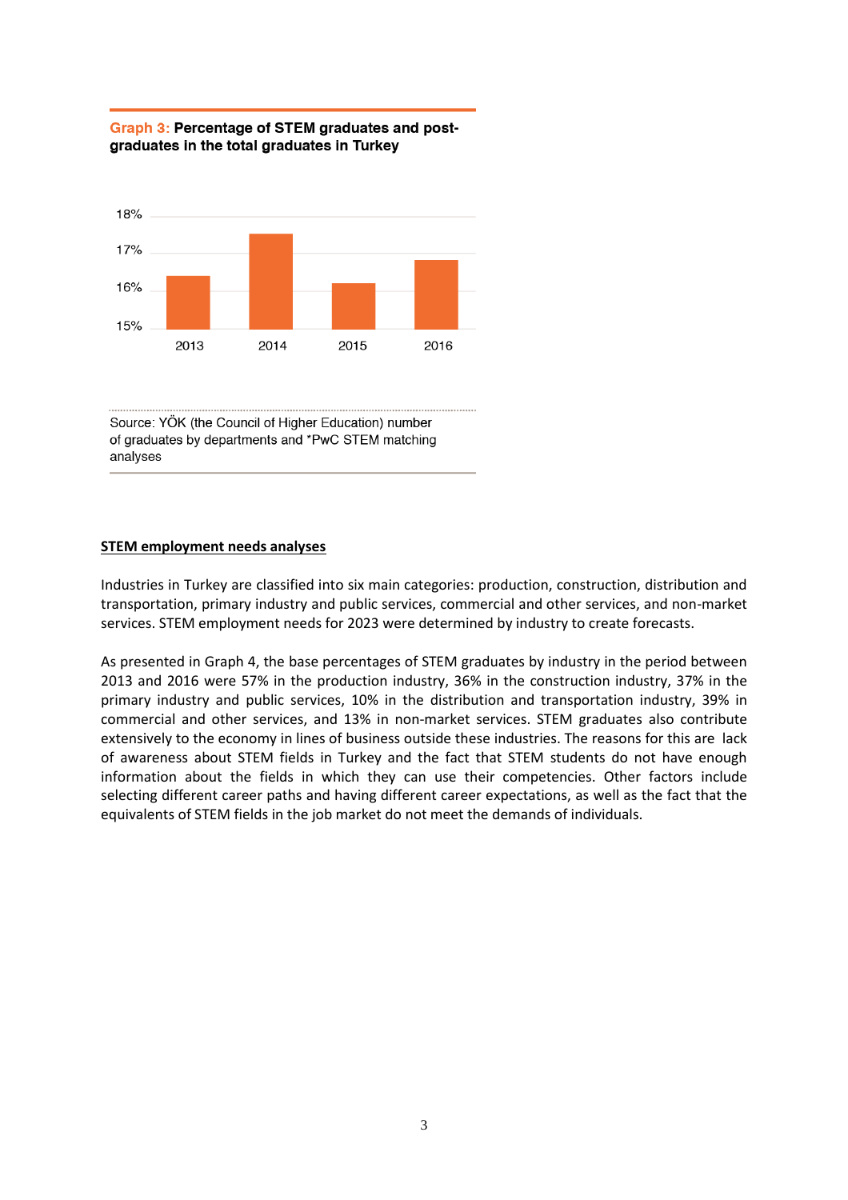**Graph 3: Percentage of STEM graduates and post-graduates in the total graduates in Turkey**

18%
17%
16%
15%

2013 2014 2015 2016

Source: YÖK (the Council of Higher Education) number of graduates by departments and *PwC STEM matching analyses

**STEM employment needs analyses**

Industries in Turkey are classified into six main categories: production, construction, distribution and transportation, primary industry and public services, commercial and other services, and non-market services. STEM employment needs for 2023 were determined by industry to create forecasts.

As presented in Graph 4, the base percentages of STEM graduates by industry in the period between 2013 and 2016 were 57% in the production industry, 36% in the construction industry, 37% in the primary industry and public services, 10% in the distribution and transportation industry, 39% in commercial and other services, and 13% in non-market services. STEM graduates also contribute extensively to the economy in lines of business outside these industries. The reasons for this are lack of awareness about STEM fields in Turkey and the fact that STEM students do not have enough information about the fields in which they can use their competencies. Other factors include selecting different career paths and having different career expectations, as well as the fact that the equivalents of STEM fields in the job market do not meet the demands of individuals.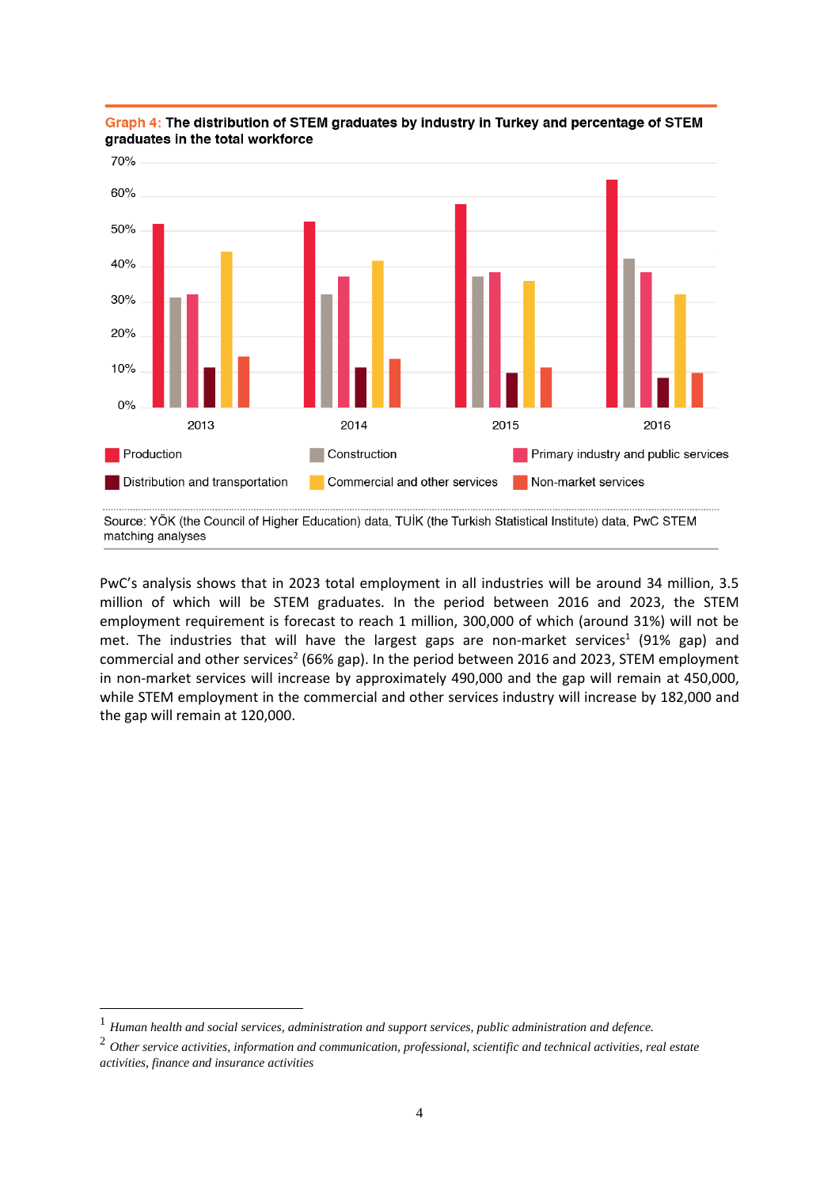**Graph 4: The distribution of STEM graduates by industry in Turkey and percentage of STEM graduates in the total workforce**

Source: YÖK (the Council of Higher Education) data, TUİK (the Turkish Statistical Institute) data, PwC STEM matching analyses

PwC's analysis shows that in 2023 total employment in all industries will be around 34 million, 3.5 million of which will be STEM graduates. In the period between 2016 and 2023, the STEM employment requirement is forecast to reach 1 million, 300,000 of which (around 31%) will not be met. The industries that will have the largest gaps are non-market services[1] (91% gap) and commercial and other services[2] (66% gap). In the period between 2016 and 2023, STEM employment in non-market services will increase by approximately 490,000 and the gap will remain at 450,000, while STEM employment in the commercial and other services industry will increase by 182,000 and the gap will remain at 120,000.

---

[1] *Human health and social services, administration and support services, public administration and defence.*

[2] *Other service activities, information and communication, professional, scientific and technical activities, real estate activities, finance and insurance activities*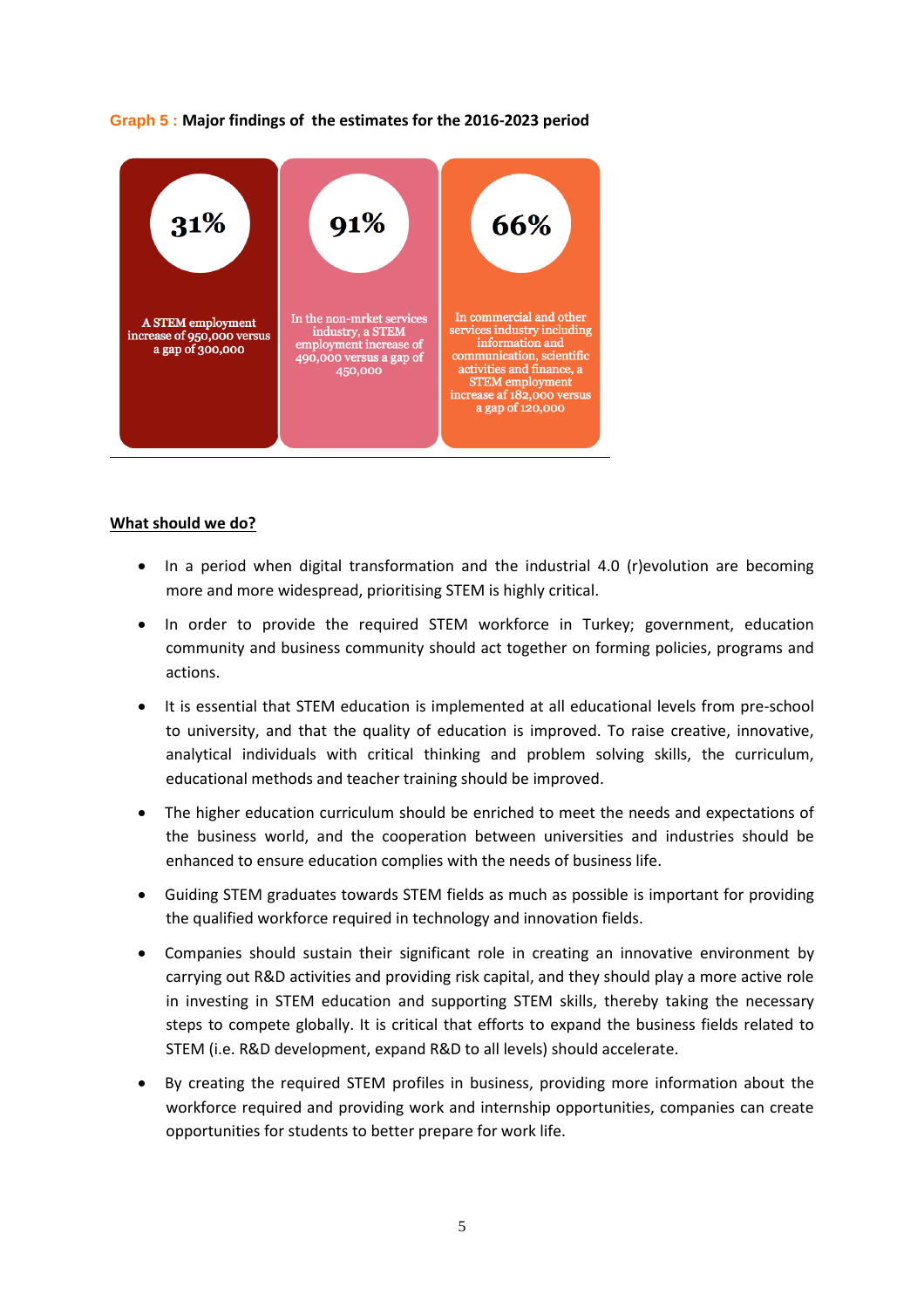**Graph 5 : Major findings of the estimates for the 2016-2023 period**

**31%**

A STEM employment increase of 950,000 versus a gap of 300,000

**91%**

In the non-mrket services industry, a STEM employment increase of 490,000 versus a gap of 450,000

**66%**

In commercial and other services industry including information and communication, scientific activities and finance, a STEM employment increase af 182,000 versus a gap of 120,000

**<u>What should we do?</u>**

- In a period when digital transformation and the industrial 4.0 (r)evolution are becoming more and more widespread, prioritising STEM is highly critical.
- In order to provide the required STEM workforce in Turkey; government, education community and business community should act together on forming policies, programs and actions.
- It is essential that STEM education is implemented at all educational levels from pre-school to university, and that the quality of education is improved. To raise creative, innovative, analytical individuals with critical thinking and problem solving skills, the curriculum, educational methods and teacher training should be improved.
- The higher education curriculum should be enriched to meet the needs and expectations of the business world, and the cooperation between universities and industries should be enhanced to ensure education complies with the needs of business life.
- Guiding STEM graduates towards STEM fields as much as possible is important for providing the qualified workforce required in technology and innovation fields.
- Companies should sustain their significant role in creating an innovative environment by carrying out R&D activities and providing risk capital, and they should play a more active role in investing in STEM education and supporting STEM skills, thereby taking the necessary steps to compete globally. It is critical that efforts to expand the business fields related to STEM (i.e. R&D development, expand R&D to all levels) should accelerate.
- By creating the required STEM profiles in business, providing more information about the workforce required and providing work and internship opportunities, companies can create opportunities for students to better prepare for work life.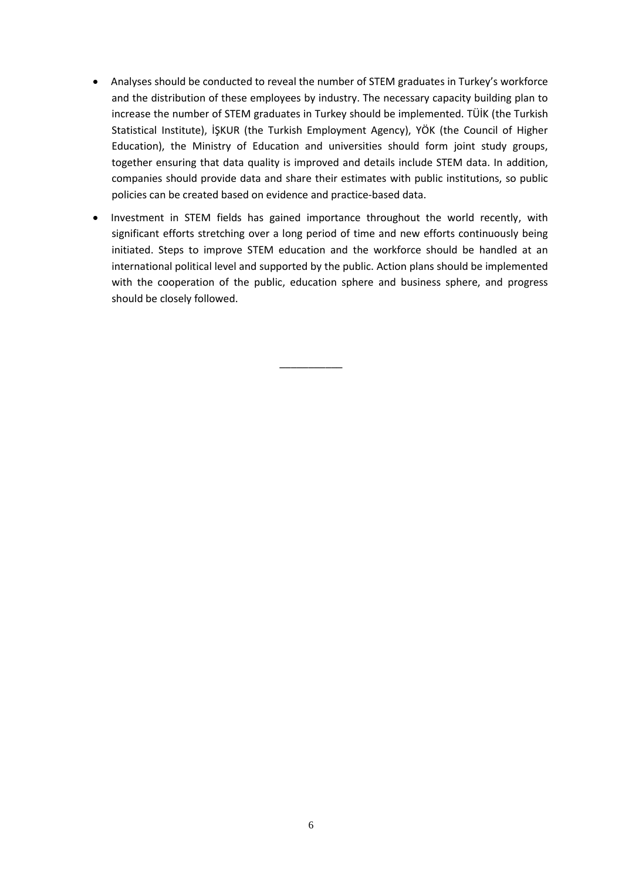- Analyses should be conducted to reveal the number of STEM graduates in Turkey's workforce and the distribution of these employees by industry. The necessary capacity building plan to increase the number of STEM graduates in Turkey should be implemented. TÜİK (the Turkish Statistical Institute), İŞKUR (the Turkish Employment Agency), YÖK (the Council of Higher Education), the Ministry of Education and universities should form joint study groups, together ensuring that data quality is improved and details include STEM data. In addition, companies should provide data and share their estimates with public institutions, so public policies can be created based on evidence and practice-based data.
- Investment in STEM fields has gained importance throughout the world recently, with significant efforts stretching over a long period of time and new efforts continuously being initiated. Steps to improve STEM education and the workforce should be handled at an international political level and supported by the public. Action plans should be implemented with the cooperation of the public, education sphere and business sphere, and progress should be closely followed.

___________